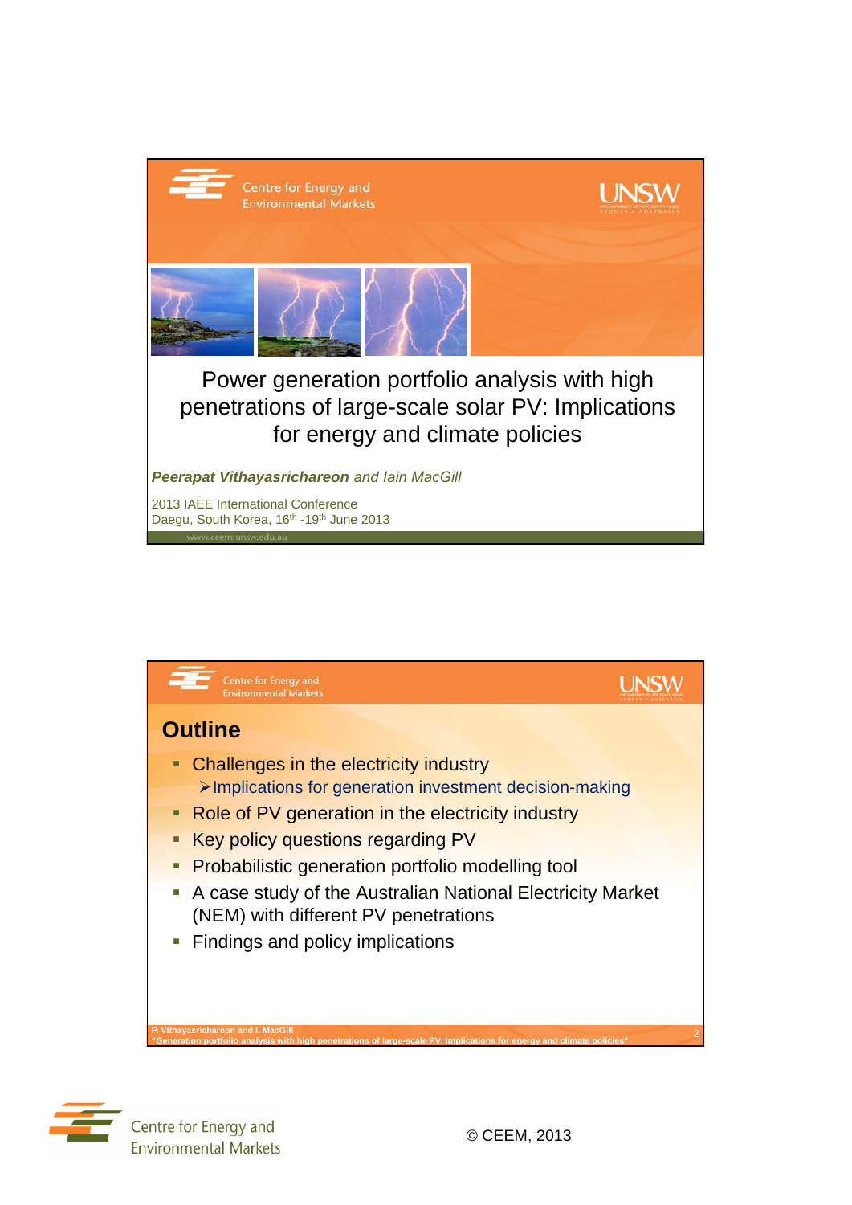Centre for Energy and Environmental Markets

UNSW

# Power generation portfolio analysis with high penetrations of large-scale solar PV: Implications for energy and climate policies

***Peerapat Vithayasrichareon*** *and Iain MacGill*

2013 IAEE International Conference
Daegu, South Korea, 16th -19th June 2013

www.ceem.unsw.edu.au

---

Centre for Energy and Environmental Markets

UNSW

## Outline

- Challenges in the electricity industry
  - Implications for generation investment decision-making
- Role of PV generation in the electricity industry
- Key policy questions regarding PV
- Probabilistic generation portfolio modelling tool
- A case study of the Australian National Electricity Market (NEM) with different PV penetrations
- Findings and policy implications

P. Vithayasrichareon and I. MacGill
"Generation portfolio analysis with high penetrations of large-scale PV: Implications for energy and climate policies"

---

Centre for Energy and Environmental Markets

© CEEM, 2013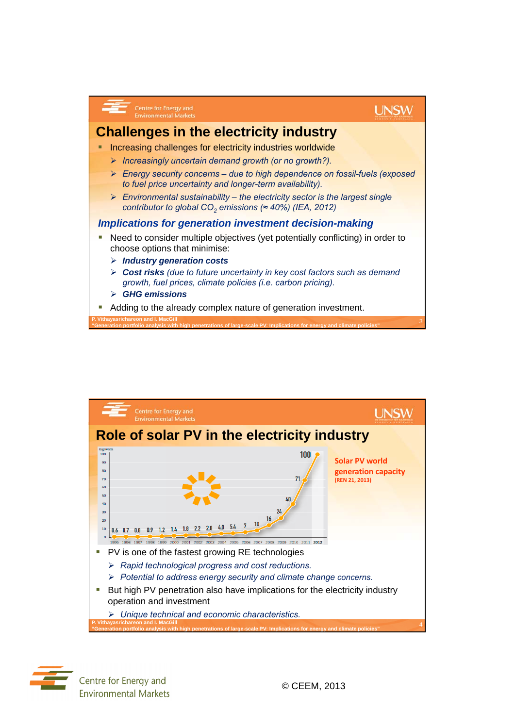## Challenges in the electricity industry

- Increasing challenges for electricity industries worldwide
  - *Increasingly uncertain demand growth (or no growth?).*
  - *Energy security concerns – due to high dependence on fossil-fuels (exposed to fuel price uncertainty and longer-term availability).*
  - *Environmental sustainability – the electricity sector is the largest single contributor to global $CO_2$ emissions (≈ 40%) (IEA, 2012)*

### *Implications for generation investment decision-making*

- Need to consider multiple objectives (yet potentially conflicting) in order to choose options that minimise:
  - ***Industry generation costs***
  - ***Cost risks*** *(due to future uncertainty in key cost factors such as demand growth, fuel prices, climate policies (i.e. carbon pricing).*
  - ***GHG emissions***
- Adding to the already complex nature of generation investment.

P. Vithayasrichareon and I. MacGill
"Generation portfolio analysis with high penetrations of large-scale PV: Implications for energy and climate policies"

## Role of solar PV in the electricity industry

**Solar PV world generation capacity**
**(REN 21, 2013)**

| Year | 1995 | 1996 | 1997 | 1998 | 1999 | 2000 | 2001 | 2002 | 2003 | 2004 | 2005 | 2006 | 2007 | 2008 | 2009 | 2010 | 2011 | 2012 |
|---|---|---|---|---|---|---|---|---|---|---|---|---|---|---|---|---|---|---|
| Gigawatts | 0.6 | 0.7 | 0.8 | 0.9 | 1.2 | 1.4 | 1.8 | 2.2 | 2.8 | 4.0 | 5.4 | 7 | 10 | 16 | 24 | 40 | 71 | 100 |

- PV is one of the fastest growing RE technologies
  - *Rapid technological progress and cost reductions.*
  - *Potential to address energy security and climate change concerns.*
- But high PV penetration also have implications for the electricity industry operation and investment
  - *Unique technical and economic characteristics.*

P. Vithayasrichareon and I. MacGill
"Generation portfolio analysis with high penetrations of large-scale PV: Implications for energy and climate policies"

© CEEM, 2013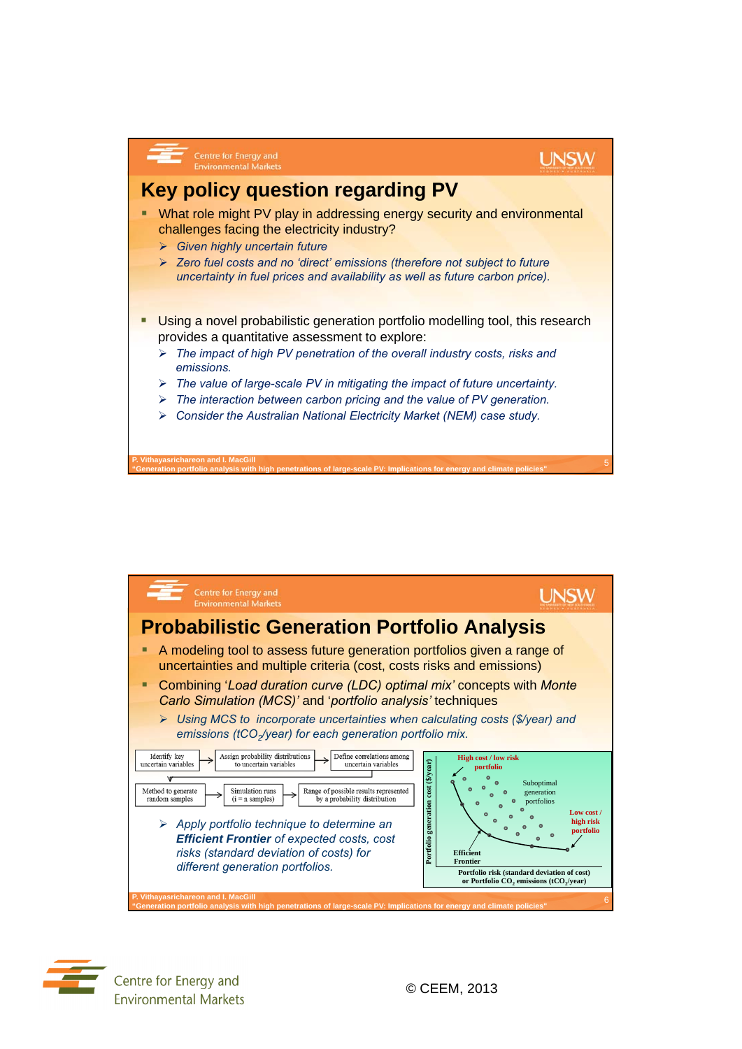# Key policy question regarding PV

- What role might PV play in addressing energy security and environmental challenges facing the electricity industry?
  - *Given highly uncertain future*
  - *Zero fuel costs and no 'direct' emissions (therefore not subject to future uncertainty in fuel prices and availability as well as future carbon price).*

- Using a novel probabilistic generation portfolio modelling tool, this research provides a quantitative assessment to explore:
  - *The impact of high PV penetration of the overall industry costs, risks and emissions.*
  - *The value of large-scale PV in mitigating the impact of future uncertainty.*
  - *The interaction between carbon pricing and the value of PV generation.*
  - *Consider the Australian National Electricity Market (NEM) case study.*

P. Vithayasrichareon and I. MacGill
"Generation portfolio analysis with high penetrations of large-scale PV: Implications for energy and climate policies"

# Probabilistic Generation Portfolio Analysis

- A modeling tool to assess future generation portfolios given a range of uncertainties and multiple criteria (cost, costs risks and emissions)
- Combining '*Load duration curve (LDC) optimal mix*' concepts with *Monte Carlo Simulation (MCS)*' and '*portfolio analysis*' techniques
  - *Using MCS to incorporate uncertainties when calculating costs ($/year) and emissions (t$CO_2$/year) for each generation portfolio mix.*

Identify key uncertain variables → Assign probability distributions to uncertain variables → Define correlations among uncertain variables → Method to generate random samples → Simulation runs (i = n samples) → Range of possible results represented by a probability distribution

- *Apply portfolio technique to determine an* ***Efficient Frontier*** *of expected costs, cost risks (standard deviation of costs) for different generation portfolios.*

Portfolio generation cost ($/year) vs. Portfolio risk (standard deviation of cost) or Portfolio $CO_2$ emissions (t$CO_2$/year): High cost / low risk portfolio; Suboptimal generation portfolios; Low cost / high risk portfolio; Efficient Frontier

P. Vithayasrichareon and I. MacGill
"Generation portfolio analysis with high penetrations of large-scale PV: Implications for energy and climate policies"

Centre for Energy and Environmental Markets

© CEEM, 2013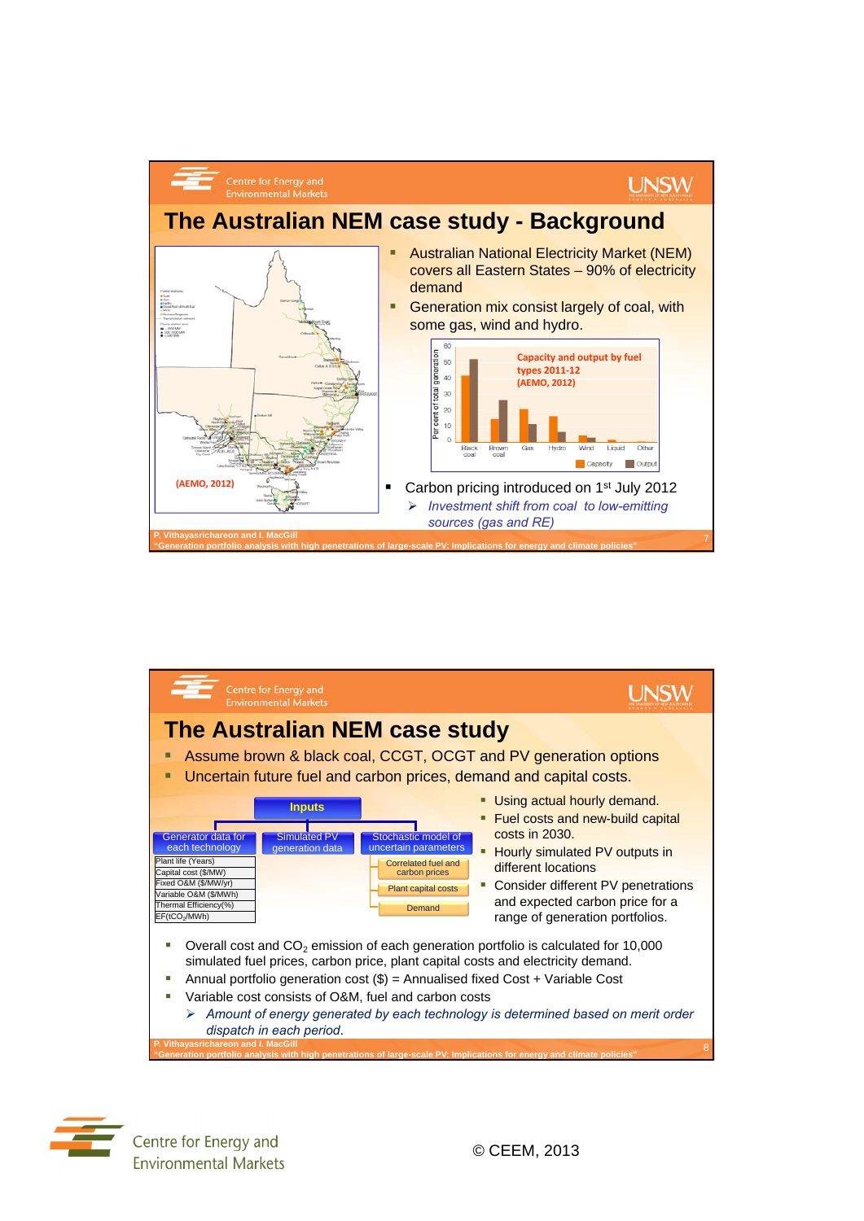## The Australian NEM case study - Background

- Australian National Electricity Market (NEM) covers all Eastern States – 90% of electricity demand
- Generation mix consist largely of coal, with some gas, wind and hydro.

Capacity and output by fuel types 2011-12 (AEMO, 2012)

(AEMO, 2012)

- Carbon pricing introduced on 1st July 2012
  - *Investment shift from coal to low-emitting sources (gas and RE)*

## The Australian NEM case study

- Assume brown & black coal, CCGT, OCGT and PV generation options
- Uncertain future fuel and carbon prices, demand and capital costs.

**Inputs**

| Generator data for each technology | Simulated PV generation data | Stochastic model of uncertain parameters |
|---|---|---|
| Plant life (Years) | | Correlated fuel and carbon prices |
| Capital cost ($/MW) | | Plant capital costs |
| Fixed O&M ($/MW/yr) | | Demand |
| Variable O&M ($/MWh) | | |
| Thermal Efficiency(%) | | |
| EF($tCO_2$/MWh) | | |

- Using actual hourly demand.
- Fuel costs and new-build capital costs in 2030.
- Hourly simulated PV outputs in different locations
- Consider different PV penetrations and expected carbon price for a range of generation portfolios.

- Overall cost and $CO_2$ emission of each generation portfolio is calculated for 10,000 simulated fuel prices, carbon price, plant capital costs and electricity demand.
- Annual portfolio generation cost ($) = Annualised fixed Cost + Variable Cost
- Variable cost consists of O&M, fuel and carbon costs
  - *Amount of energy generated by each technology is determined based on merit order dispatch in each period.*

© CEEM, 2013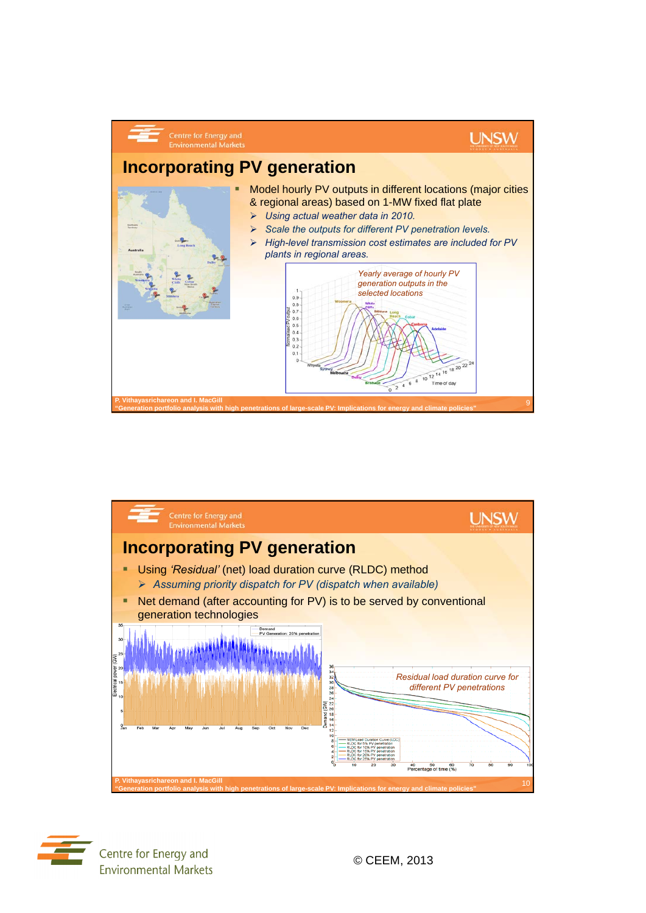# Incorporating PV generation

- Model hourly PV outputs in different locations (major cities & regional areas) based on 1-MW fixed flat plate
  - *Using actual weather data in 2010.*
  - *Scale the outputs for different PV penetration levels.*
  - *High-level transmission cost estimates are included for PV plants in regional areas.*

*Yearly average of hourly PV generation outputs in the selected locations*

P. Vithayasrichareon and I. MacGill
"Generation portfolio analysis with high penetrations of large-scale PV: Implications for energy and climate policies"

# Incorporating PV generation

- Using *'Residual'* (net) load duration curve (RLDC) method
  - *Assuming priority dispatch for PV (dispatch when available)*
- Net demand (after accounting for PV) is to be served by conventional generation technologies

*Residual load duration curve for different PV penetrations*

P. Vithayasrichareon and I. MacGill
"Generation portfolio analysis with high penetrations of large-scale PV: Implications for energy and climate policies"

Centre for Energy and Environmental Markets

© CEEM, 2013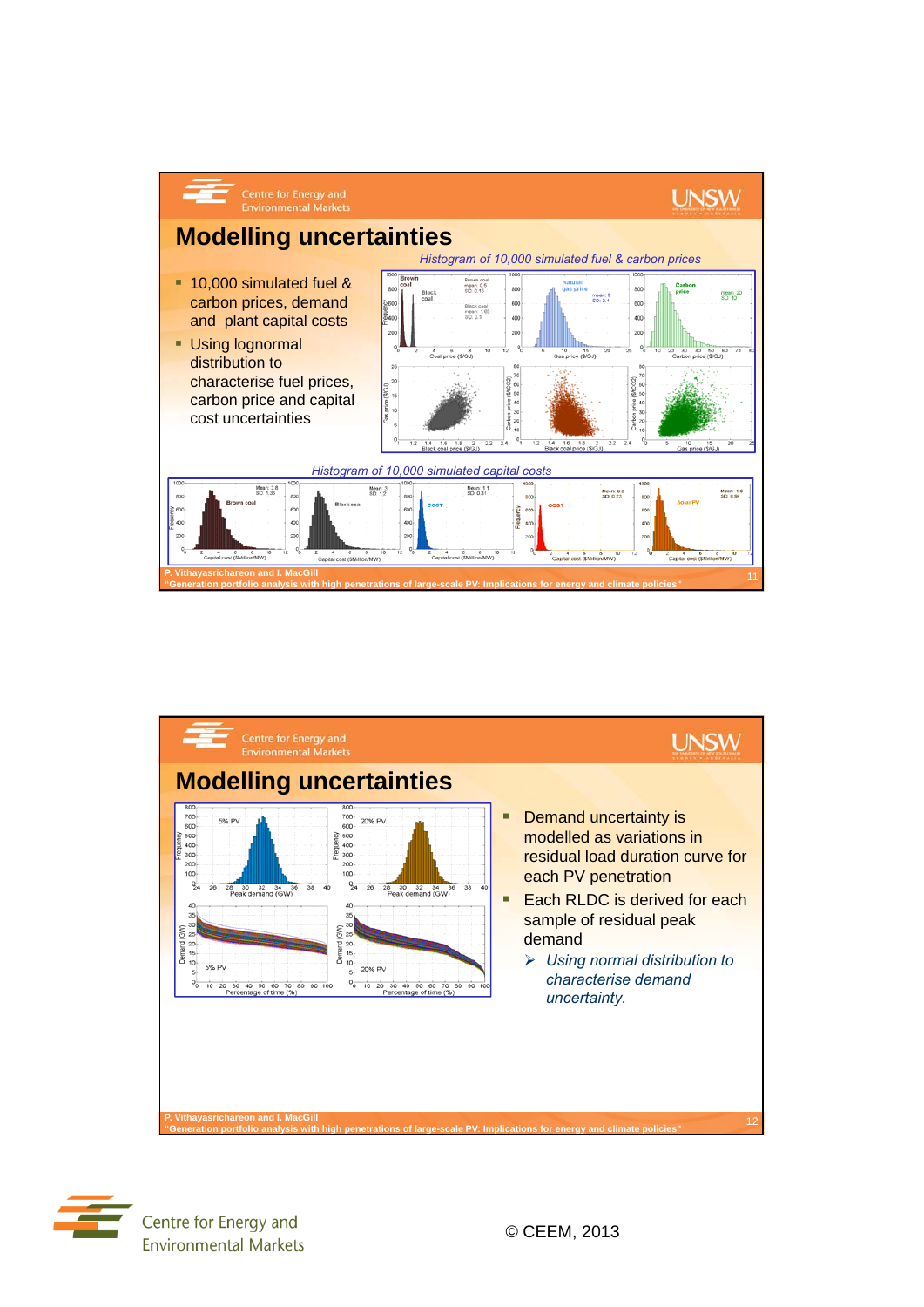## Modelling uncertainties

*Histogram of 10,000 simulated fuel & carbon prices*

- 10,000 simulated fuel & carbon prices, demand and plant capital costs
- Using lognormal distribution to characterise fuel prices, carbon price and capital cost uncertainties

*Histogram of 10,000 simulated capital costs*

P. Vithayasrichareon and I. MacGill
"Generation portfolio analysis with high penetrations of large-scale PV: Implications for energy and climate policies"

## Modelling uncertainties

- Demand uncertainty is modelled as variations in residual load duration curve for each PV penetration
- Each RLDC is derived for each sample of residual peak demand
  - *Using normal distribution to characterise demand uncertainty.*

P. Vithayasrichareon and I. MacGill
"Generation portfolio analysis with high penetrations of large-scale PV: Implications for energy and climate policies"

Centre for Energy and Environmental Markets

© CEEM, 2013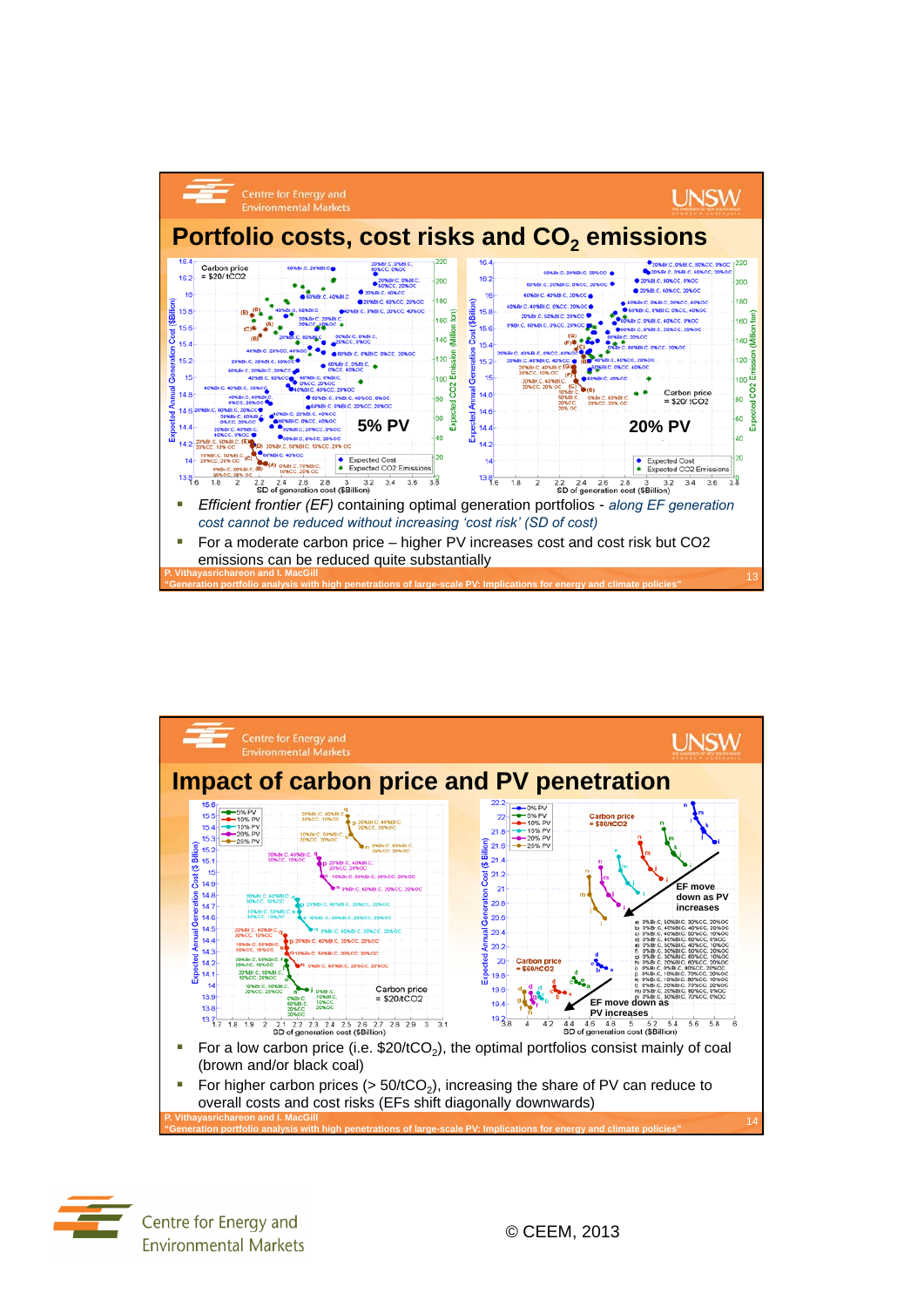## Portfolio costs, cost risks and $CO_2$ emissions

- *Efficient frontier (EF)* containing optimal generation portfolios - *along EF generation cost cannot be reduced without increasing 'cost risk' (SD of cost)*
- For a moderate carbon price – higher PV increases cost and cost risk but CO2 emissions can be reduced quite substantially

P. Vithayasrichareon and I. MacGill
"Generation portfolio analysis with high penetrations of large-scale PV: Implications for energy and climate policies"

## Impact of carbon price and PV penetration

- For a low carbon price (i.e. $20/tCO$_2$), the optimal portfolios consist mainly of coal (brown and/or black coal)
- For higher carbon prices (> 50/tCO$_2$), increasing the share of PV can reduce to overall costs and cost risks (EFs shift diagonally downwards)

P. Vithayasrichareon and I. MacGill
"Generation portfolio analysis with high penetrations of large-scale PV: Implications for energy and climate policies"

Centre for Energy and Environmental Markets

© CEEM, 2013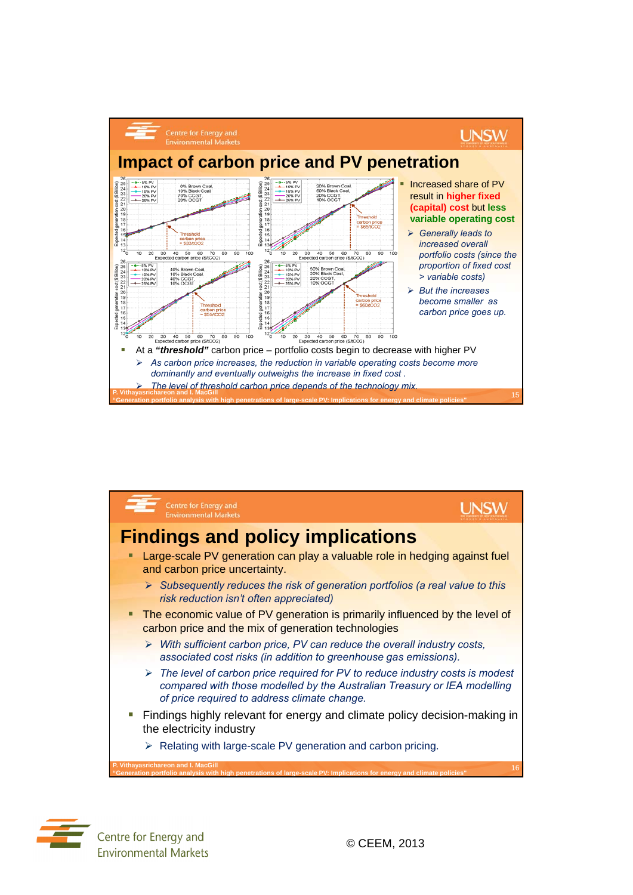## Impact of carbon price and PV penetration

- Increased share of PV result in **higher fixed (capital) cost** but **less variable operating cost**
  - *Generally leads to increased overall portfolio costs (since the proportion of fixed cost > variable costs)*
  - *But the increases become smaller as carbon price goes up.*
- At a ***"threshold"*** carbon price – portfolio costs begin to decrease with higher PV
  - *As carbon price increases, the reduction in variable operating costs become more dominantly and eventually outweighs the increase in fixed cost .*
  - *The level of threshold carbon price depends of the technology mix.*

## Findings and policy implications

- Large-scale PV generation can play a valuable role in hedging against fuel and carbon price uncertainty.
  - *Subsequently reduces the risk of generation portfolios (a real value to this risk reduction isn't often appreciated)*
- The economic value of PV generation is primarily influenced by the level of carbon price and the mix of generation technologies
  - *With sufficient carbon price, PV can reduce the overall industry costs, associated cost risks (in addition to greenhouse gas emissions).*
  - *The level of carbon price required for PV to reduce industry costs is modest compared with those modelled by the Australian Treasury or IEA modelling of price required to address climate change.*
- Findings highly relevant for energy and climate policy decision-making in the electricity industry
  - Relating with large-scale PV generation and carbon pricing.

© CEEM, 2013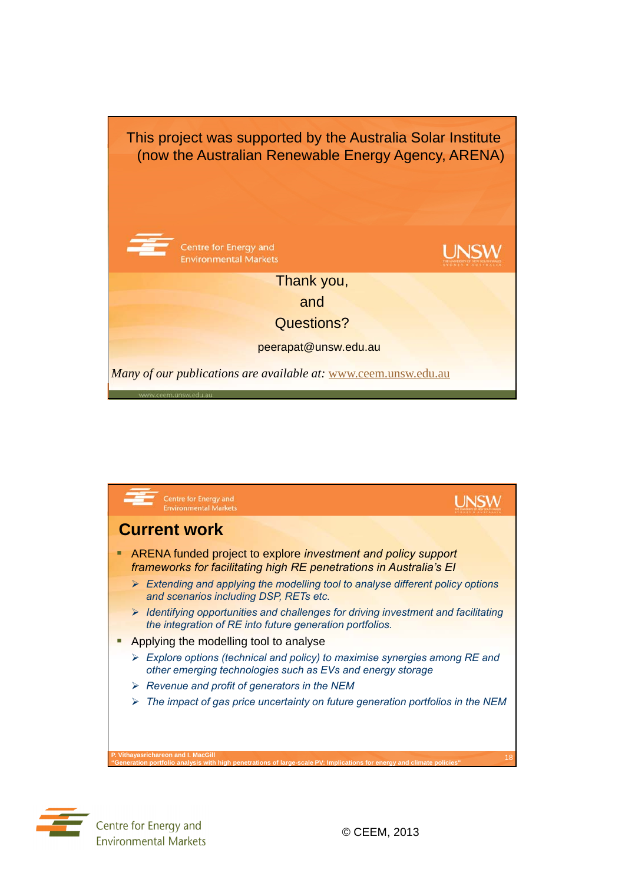This project was supported by the Australia Solar Institute (now the Australian Renewable Energy Agency, ARENA)

Centre for Energy and Environmental Markets

UNSW

Thank you,

and

Questions?

peerapat@unsw.edu.au

*Many of our publications are available at:* www.ceem.unsw.edu.au

Centre for Energy and Environmental Markets

UNSW

## Current work

- ARENA funded project to explore *investment and policy support frameworks for facilitating high RE penetrations in Australia's EI*
  - *Extending and applying the modelling tool to analyse different policy options and scenarios including DSP, RETs etc.*
  - *Identifying opportunities and challenges for driving investment and facilitating the integration of RE into future generation portfolios.*
- Applying the modelling tool to analyse
  - *Explore options (technical and policy) to maximise synergies among RE and other emerging technologies such as EVs and energy storage*
  - *Revenue and profit of generators in the NEM*
  - *The impact of gas price uncertainty on future generation portfolios in the NEM*

P. Vithayasrichareon and I. MacGill
"Generation portfolio analysis with high penetrations of large-scale PV: Implications for energy and climate policies"

Centre for Energy and Environmental Markets

© CEEM, 2013